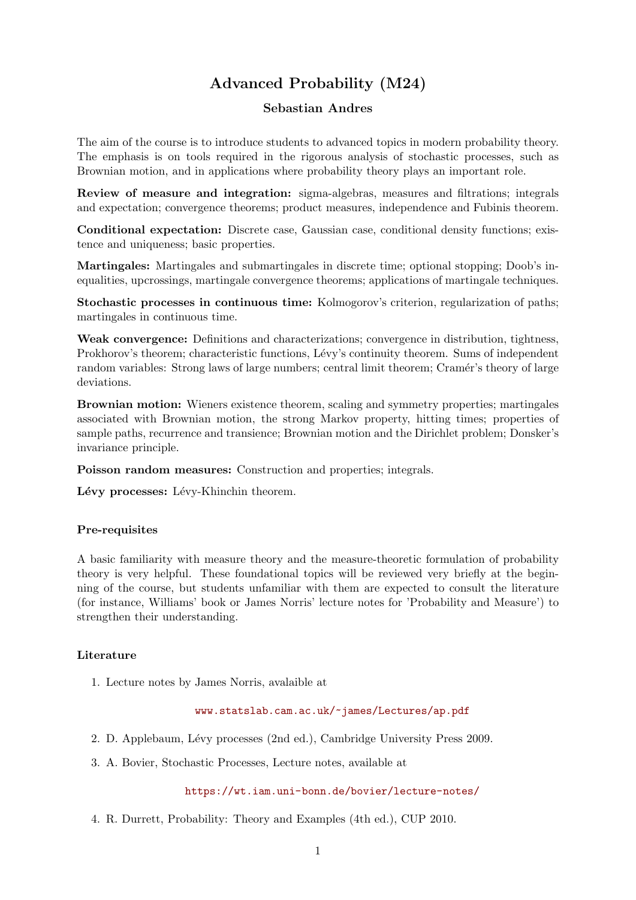# Advanced Probability (M24)

## Sebastian Andres

The aim of the course is to introduce students to advanced topics in modern probability theory. The emphasis is on tools required in the rigorous analysis of stochastic processes, such as Brownian motion, and in applications where probability theory plays an important role.

**Review of measure and integration:** sigma-algebras, measures and filtrations; integrals and expectation; convergence theorems; product measures, independence and Fubinis theorem.

**Conditional expectation:** Discrete case, Gaussian case, conditional density functions; existence and uniqueness; basic properties.

**Martingales:** Martingales and submartingales in discrete time; optional stopping; Doob's inequalities, upcrossings, martingale convergence theorems; applications of martingale techniques.

**Stochastic processes in continuous time:** Kolmogorov's criterion, regularization of paths; martingales in continuous time.

**Weak convergence:** Definitions and characterizations; convergence in distribution, tightness, Prokhorov's theorem; characteristic functions, Lévy's continuity theorem. Sums of independent random variables: Strong laws of large numbers; central limit theorem; Cramér's theory of large deviations.

**Brownian motion:** Wieners existence theorem, scaling and symmetry properties; martingales associated with Brownian motion, the strong Markov property, hitting times; properties of sample paths, recurrence and transience; Brownian motion and the Dirichlet problem; Donsker's invariance principle.

**Poisson random measures:** Construction and properties; integrals.

**Lévy processes:** Lévy-Khinchin theorem.

### Pre-requisites

A basic familiarity with measure theory and the measure-theoretic formulation of probability theory is very helpful. These foundational topics will be reviewed very briefly at the beginning of the course, but students unfamiliar with them are expected to consult the literature (for instance, Williams' book or James Norris' lecture notes for 'Probability and Measure') to strengthen their understanding.

### Literature

1. Lecture notes by James Norris, avalaible at

   www.statslab.cam.ac.uk/~james/Lectures/ap.pdf

2. D. Applebaum, Lévy processes (2nd ed.), Cambridge University Press 2009.

3. A. Bovier, Stochastic Processes, Lecture notes, available at

   https://wt.iam.uni-bonn.de/bovier/lecture-notes/

4. R. Durrett, Probability: Theory and Examples (4th ed.), CUP 2010.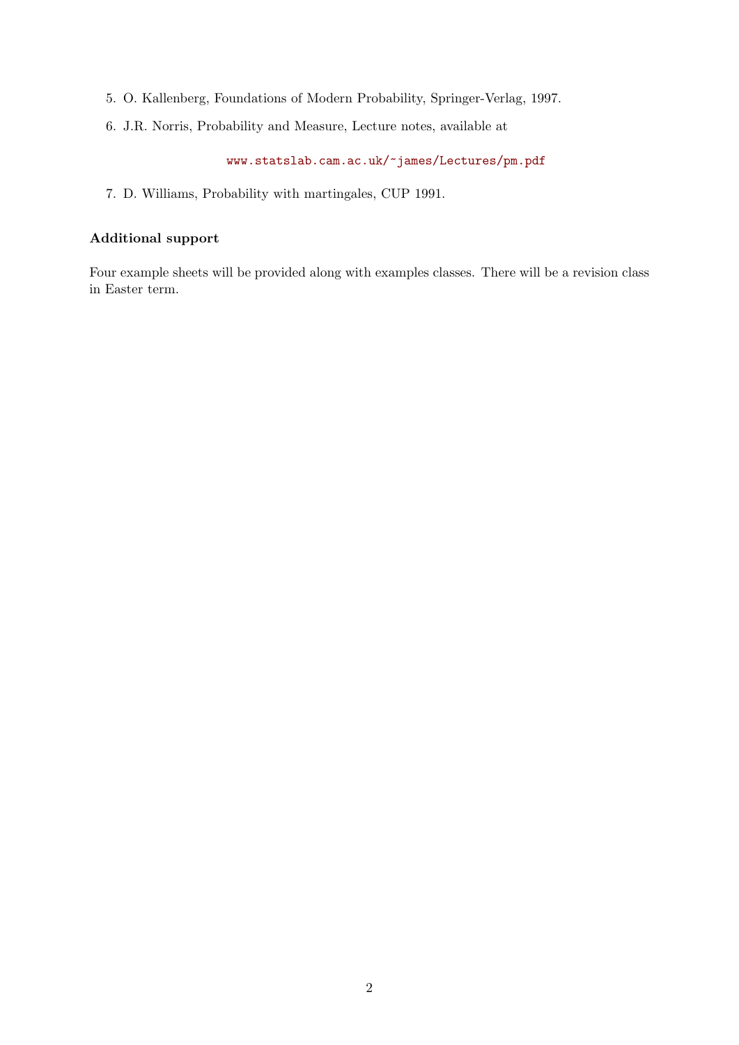5. O. Kallenberg, Foundations of Modern Probability, Springer-Verlag, 1997.
6. J.R. Norris, Probability and Measure, Lecture notes, available at

   www.statslab.cam.ac.uk/~james/Lectures/pm.pdf

7. D. Williams, Probability with martingales, CUP 1991.

### Additional support

Four example sheets will be provided along with examples classes. There will be a revision class in Easter term.